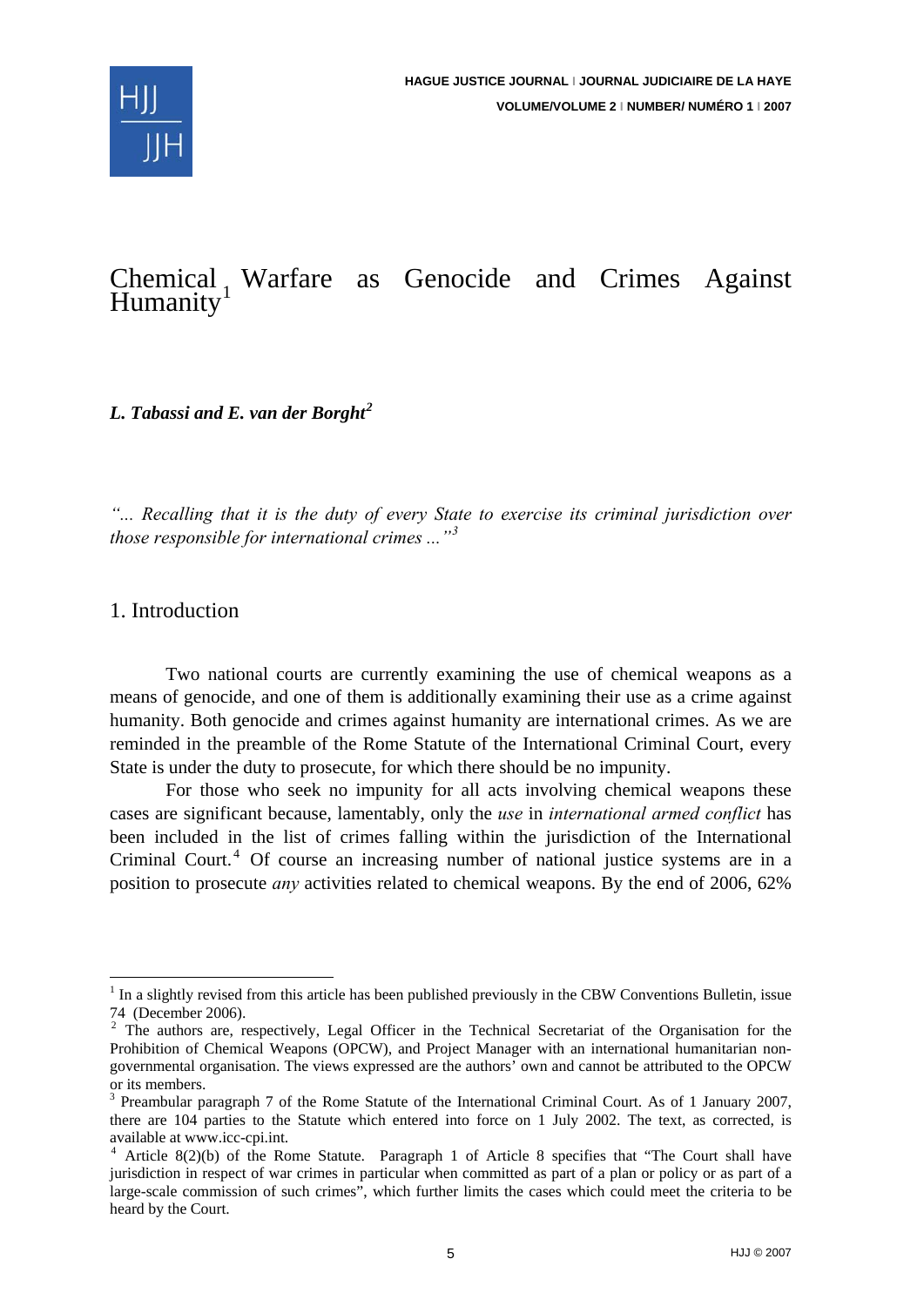# Chemical Warfare as Genocide and Crimes Against Humanity[1]

***L. Tabassi and E. van der Borght[2]***

*"... Recalling that it is the duty of every State to exercise its criminal jurisdiction over those responsible for international crimes ..."[3]*

## 1. Introduction

Two national courts are currently examining the use of chemical weapons as a means of genocide, and one of them is additionally examining their use as a crime against humanity. Both genocide and crimes against humanity are international crimes. As we are reminded in the preamble of the Rome Statute of the International Criminal Court, every State is under the duty to prosecute, for which there should be no impunity.

For those who seek no impunity for all acts involving chemical weapons these cases are significant because, lamentably, only the *use* in *international armed conflict* has been included in the list of crimes falling within the jurisdiction of the International Criminal Court.[4] Of course an increasing number of national justice systems are in a position to prosecute *any* activities related to chemical weapons. By the end of 2006, 62%

---

[1] In a slightly revised from this article has been published previously in the CBW Conventions Bulletin, issue 74 (December 2006).

[2] The authors are, respectively, Legal Officer in the Technical Secretariat of the Organisation for the Prohibition of Chemical Weapons (OPCW), and Project Manager with an international humanitarian non-governmental organisation. The views expressed are the authors' own and cannot be attributed to the OPCW or its members.

[3] Preambular paragraph 7 of the Rome Statute of the International Criminal Court. As of 1 January 2007, there are 104 parties to the Statute which entered into force on 1 July 2002. The text, as corrected, is available at www.icc-cpi.int.

[4] Article 8(2)(b) of the Rome Statute. Paragraph 1 of Article 8 specifies that "The Court shall have jurisdiction in respect of war crimes in particular when committed as part of a plan or policy or as part of a large-scale commission of such crimes", which further limits the cases which could meet the criteria to be heard by the Court.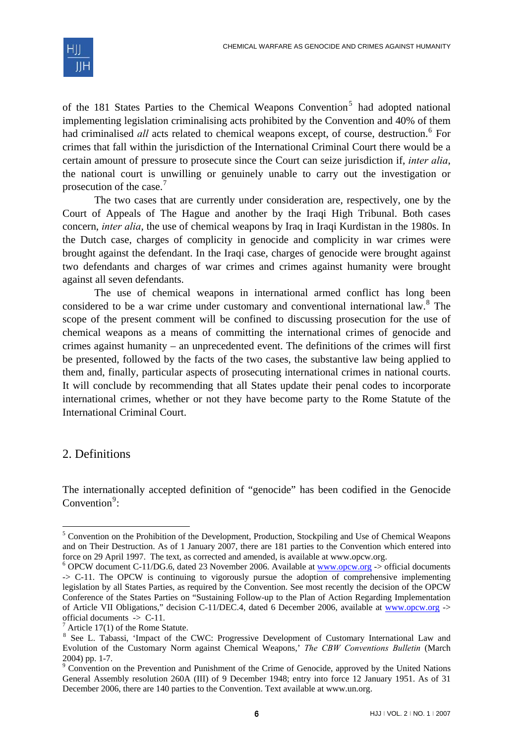of the 181 States Parties to the Chemical Weapons Convention[5] had adopted national implementing legislation criminalising acts prohibited by the Convention and 40% of them had criminalised *all* acts related to chemical weapons except, of course, destruction.[6] For crimes that fall within the jurisdiction of the International Criminal Court there would be a certain amount of pressure to prosecute since the Court can seize jurisdiction if, *inter alia*, the national court is unwilling or genuinely unable to carry out the investigation or prosecution of the case.[7]

The two cases that are currently under consideration are, respectively, one by the Court of Appeals of The Hague and another by the Iraqi High Tribunal. Both cases concern, *inter alia*, the use of chemical weapons by Iraq in Iraqi Kurdistan in the 1980s. In the Dutch case, charges of complicity in genocide and complicity in war crimes were brought against the defendant. In the Iraqi case, charges of genocide were brought against two defendants and charges of war crimes and crimes against humanity were brought against all seven defendants.

The use of chemical weapons in international armed conflict has long been considered to be a war crime under customary and conventional international law.[8] The scope of the present comment will be confined to discussing prosecution for the use of chemical weapons as a means of committing the international crimes of genocide and crimes against humanity – an unprecedented event. The definitions of the crimes will first be presented, followed by the facts of the two cases, the substantive law being applied to them and, finally, particular aspects of prosecuting international crimes in national courts. It will conclude by recommending that all States update their penal codes to incorporate international crimes, whether or not they have become party to the Rome Statute of the International Criminal Court.

## 2. Definitions

The internationally accepted definition of "genocide" has been codified in the Genocide Convention[9]:

---

[5] Convention on the Prohibition of the Development, Production, Stockpiling and Use of Chemical Weapons and on Their Destruction. As of 1 January 2007, there are 181 parties to the Convention which entered into force on 29 April 1997. The text, as corrected and amended, is available at www.opcw.org.

[6] OPCW document C-11/DG.6, dated 23 November 2006. Available at www.opcw.org -> official documents -> C-11. The OPCW is continuing to vigorously pursue the adoption of comprehensive implementing legislation by all States Parties, as required by the Convention. See most recently the decision of the OPCW Conference of the States Parties on "Sustaining Follow-up to the Plan of Action Regarding Implementation of Article VII Obligations," decision C-11/DEC.4, dated 6 December 2006, available at www.opcw.org -> official documents -> C-11.

[7] Article 17(1) of the Rome Statute.

[8] See L. Tabassi, 'Impact of the CWC: Progressive Development of Customary International Law and Evolution of the Customary Norm against Chemical Weapons,' *The CBW Conventions Bulletin* (March 2004) pp. 1-7.

[9] Convention on the Prevention and Punishment of the Crime of Genocide, approved by the United Nations General Assembly resolution 260A (III) of 9 December 1948; entry into force 12 January 1951. As of 31 December 2006, there are 140 parties to the Convention. Text available at www.un.org.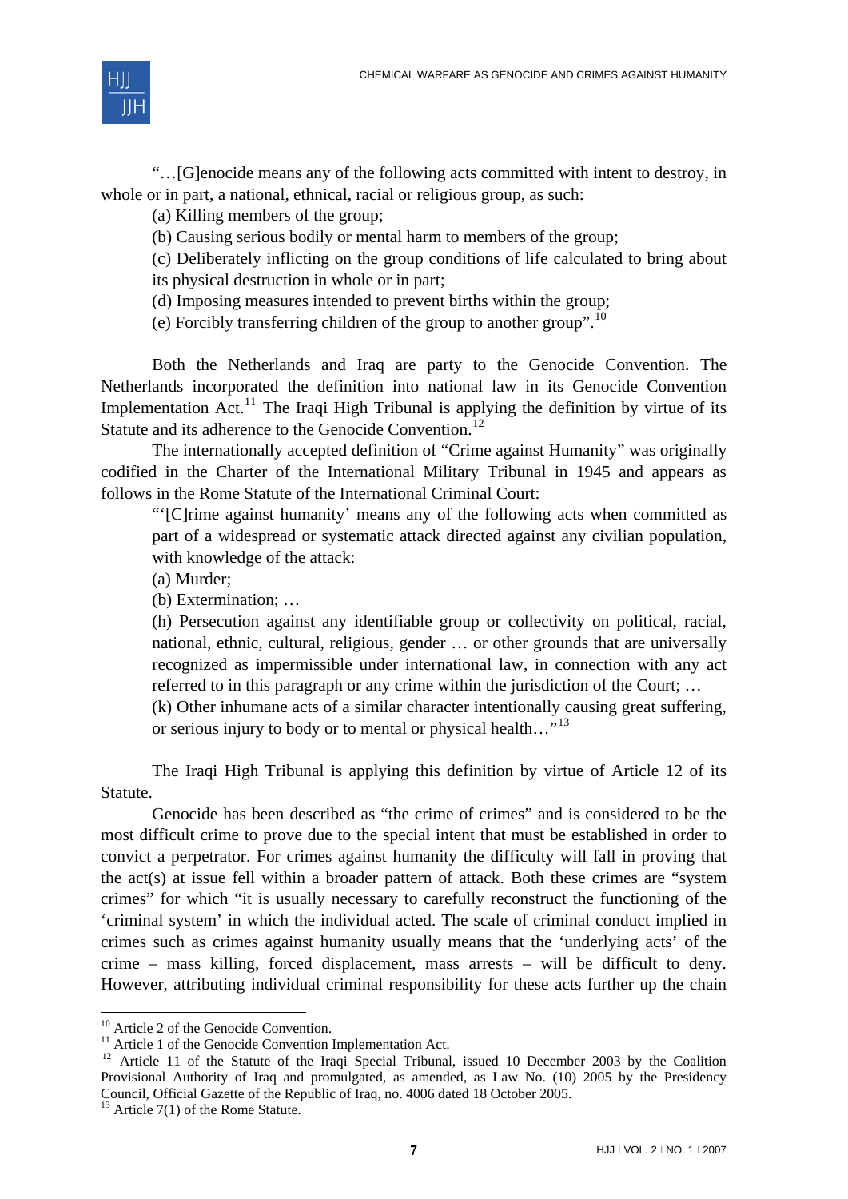"…[G]enocide means any of the following acts committed with intent to destroy, in whole or in part, a national, ethnical, racial or religious group, as such:

(a) Killing members of the group;

(b) Causing serious bodily or mental harm to members of the group;

(c) Deliberately inflicting on the group conditions of life calculated to bring about its physical destruction in whole or in part;

(d) Imposing measures intended to prevent births within the group;

(e) Forcibly transferring children of the group to another group".[10]

Both the Netherlands and Iraq are party to the Genocide Convention. The Netherlands incorporated the definition into national law in its Genocide Convention Implementation Act.[11] The Iraqi High Tribunal is applying the definition by virtue of its Statute and its adherence to the Genocide Convention.[12]

The internationally accepted definition of "Crime against Humanity" was originally codified in the Charter of the International Military Tribunal in 1945 and appears as follows in the Rome Statute of the International Criminal Court:

"'[C]rime against humanity' means any of the following acts when committed as part of a widespread or systematic attack directed against any civilian population, with knowledge of the attack:

(a) Murder;

(b) Extermination; …

(h) Persecution against any identifiable group or collectivity on political, racial, national, ethnic, cultural, religious, gender … or other grounds that are universally recognized as impermissible under international law, in connection with any act referred to in this paragraph or any crime within the jurisdiction of the Court; …

(k) Other inhumane acts of a similar character intentionally causing great suffering, or serious injury to body or to mental or physical health…"[13]

The Iraqi High Tribunal is applying this definition by virtue of Article 12 of its Statute.

Genocide has been described as "the crime of crimes" and is considered to be the most difficult crime to prove due to the special intent that must be established in order to convict a perpetrator. For crimes against humanity the difficulty will fall in proving that the act(s) at issue fell within a broader pattern of attack. Both these crimes are "system crimes" for which "it is usually necessary to carefully reconstruct the functioning of the 'criminal system' in which the individual acted. The scale of criminal conduct implied in crimes such as crimes against humanity usually means that the 'underlying acts' of the crime – mass killing, forced displacement, mass arrests – will be difficult to deny. However, attributing individual criminal responsibility for these acts further up the chain

---

[10] Article 2 of the Genocide Convention.

[11] Article 1 of the Genocide Convention Implementation Act.

[12] Article 11 of the Statute of the Iraqi Special Tribunal, issued 10 December 2003 by the Coalition Provisional Authority of Iraq and promulgated, as amended, as Law No. (10) 2005 by the Presidency Council, Official Gazette of the Republic of Iraq, no. 4006 dated 18 October 2005.

[13] Article 7(1) of the Rome Statute.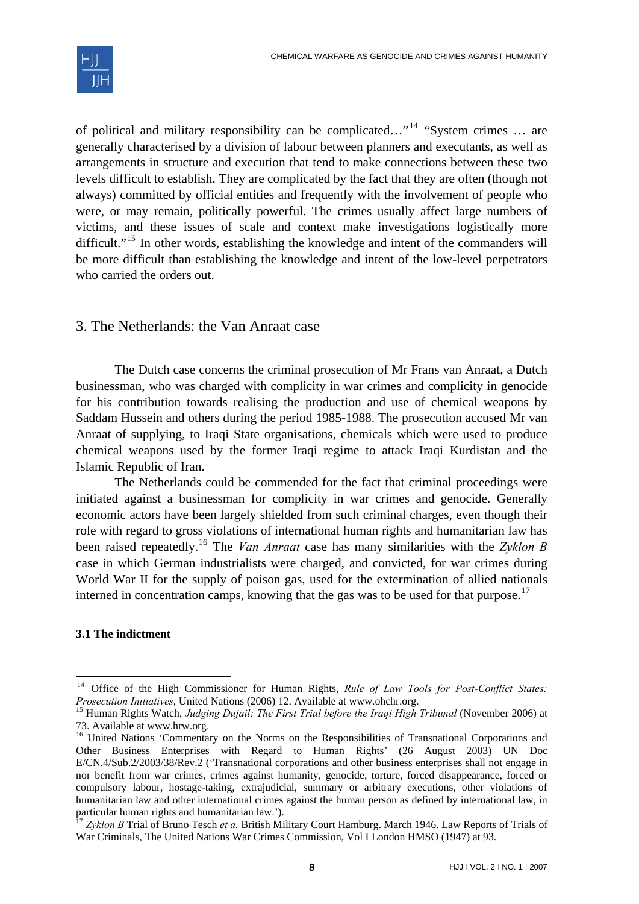of political and military responsibility can be complicated…"[14] "System crimes … are generally characterised by a division of labour between planners and executants, as well as arrangements in structure and execution that tend to make connections between these two levels difficult to establish. They are complicated by the fact that they are often (though not always) committed by official entities and frequently with the involvement of people who were, or may remain, politically powerful. The crimes usually affect large numbers of victims, and these issues of scale and context make investigations logistically more difficult."[15] In other words, establishing the knowledge and intent of the commanders will be more difficult than establishing the knowledge and intent of the low-level perpetrators who carried the orders out.

## 3. The Netherlands: the Van Anraat case

The Dutch case concerns the criminal prosecution of Mr Frans van Anraat, a Dutch businessman, who was charged with complicity in war crimes and complicity in genocide for his contribution towards realising the production and use of chemical weapons by Saddam Hussein and others during the period 1985-1988. The prosecution accused Mr van Anraat of supplying, to Iraqi State organisations, chemicals which were used to produce chemical weapons used by the former Iraqi regime to attack Iraqi Kurdistan and the Islamic Republic of Iran.

The Netherlands could be commended for the fact that criminal proceedings were initiated against a businessman for complicity in war crimes and genocide. Generally economic actors have been largely shielded from such criminal charges, even though their role with regard to gross violations of international human rights and humanitarian law has been raised repeatedly.[16] The *Van Anraat* case has many similarities with the *Zyklon B* case in which German industrialists were charged, and convicted, for war crimes during World War II for the supply of poison gas, used for the extermination of allied nationals interned in concentration camps, knowing that the gas was to be used for that purpose.[17]

### 3.1 The indictment

---

[14] Office of the High Commissioner for Human Rights, *Rule of Law Tools for Post-Conflict States: Prosecution Initiatives*, United Nations (2006) 12. Available at www.ohchr.org.

[15] Human Rights Watch, *Judging Dujail: The First Trial before the Iraqi High Tribunal* (November 2006) at 73. Available at www.hrw.org.

[16] United Nations 'Commentary on the Norms on the Responsibilities of Transnational Corporations and Other Business Enterprises with Regard to Human Rights' (26 August 2003) UN Doc E/CN.4/Sub.2/2003/38/Rev.2 ('Transnational corporations and other business enterprises shall not engage in nor benefit from war crimes, crimes against humanity, genocide, torture, forced disappearance, forced or compulsory labour, hostage-taking, extrajudicial, summary or arbitrary executions, other violations of humanitarian law and other international crimes against the human person as defined by international law, in particular human rights and humanitarian law.').

[17] *Zyklon B* Trial of Bruno Tesch *et a.* British Military Court Hamburg. March 1946. Law Reports of Trials of War Criminals, The United Nations War Crimes Commission, Vol I London HMSO (1947) at 93.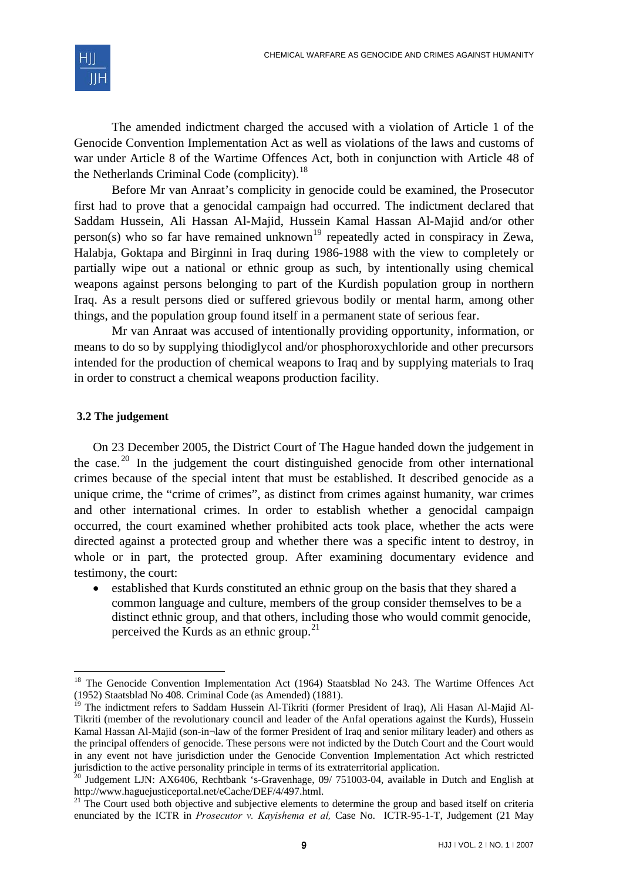The amended indictment charged the accused with a violation of Article 1 of the Genocide Convention Implementation Act as well as violations of the laws and customs of war under Article 8 of the Wartime Offences Act, both in conjunction with Article 48 of the Netherlands Criminal Code (complicity).[18]

Before Mr van Anraat's complicity in genocide could be examined, the Prosecutor first had to prove that a genocidal campaign had occurred. The indictment declared that Saddam Hussein, Ali Hassan Al-Majid, Hussein Kamal Hassan Al-Majid and/or other person(s) who so far have remained unknown[19] repeatedly acted in conspiracy in Zewa, Halabja, Goktapa and Birginni in Iraq during 1986-1988 with the view to completely or partially wipe out a national or ethnic group as such, by intentionally using chemical weapons against persons belonging to part of the Kurdish population group in northern Iraq. As a result persons died or suffered grievous bodily or mental harm, among other things, and the population group found itself in a permanent state of serious fear.

Mr van Anraat was accused of intentionally providing opportunity, information, or means to do so by supplying thiodiglycol and/or phosphoroxychloride and other precursors intended for the production of chemical weapons to Iraq and by supplying materials to Iraq in order to construct a chemical weapons production facility.

### 3.2 The judgement

On 23 December 2005, the District Court of The Hague handed down the judgement in the case.[20] In the judgement the court distinguished genocide from other international crimes because of the special intent that must be established. It described genocide as a unique crime, the "crime of crimes", as distinct from crimes against humanity, war crimes and other international crimes. In order to establish whether a genocidal campaign occurred, the court examined whether prohibited acts took place, whether the acts were directed against a protected group and whether there was a specific intent to destroy, in whole or in part, the protected group. After examining documentary evidence and testimony, the court:

- established that Kurds constituted an ethnic group on the basis that they shared a common language and culture, members of the group consider themselves to be a distinct ethnic group, and that others, including those who would commit genocide, perceived the Kurds as an ethnic group.[21]

---

[18] The Genocide Convention Implementation Act (1964) Staatsblad No 243. The Wartime Offences Act (1952) Staatsblad No 408. Criminal Code (as Amended) (1881).

[19] The indictment refers to Saddam Hussein Al-Tikriti (former President of Iraq), Ali Hasan Al-Majid Al-Tikriti (member of the revolutionary council and leader of the Anfal operations against the Kurds), Hussein Kamal Hassan Al-Majid (son-in¬law of the former President of Iraq and senior military leader) and others as the principal offenders of genocide. These persons were not indicted by the Dutch Court and the Court would in any event not have jurisdiction under the Genocide Convention Implementation Act which restricted jurisdiction to the active personality principle in terms of its extraterritorial application.

[20] Judgement LJN: AX6406, Rechtbank 's-Gravenhage, 09/ 751003-04, available in Dutch and English at http://www.haguejusticeportal.net/eCache/DEF/4/497.html.

[21] The Court used both objective and subjective elements to determine the group and based itself on criteria enunciated by the ICTR in *Prosecutor v. Kayishema et al,* Case No. ICTR-95-1-T, Judgement (21 May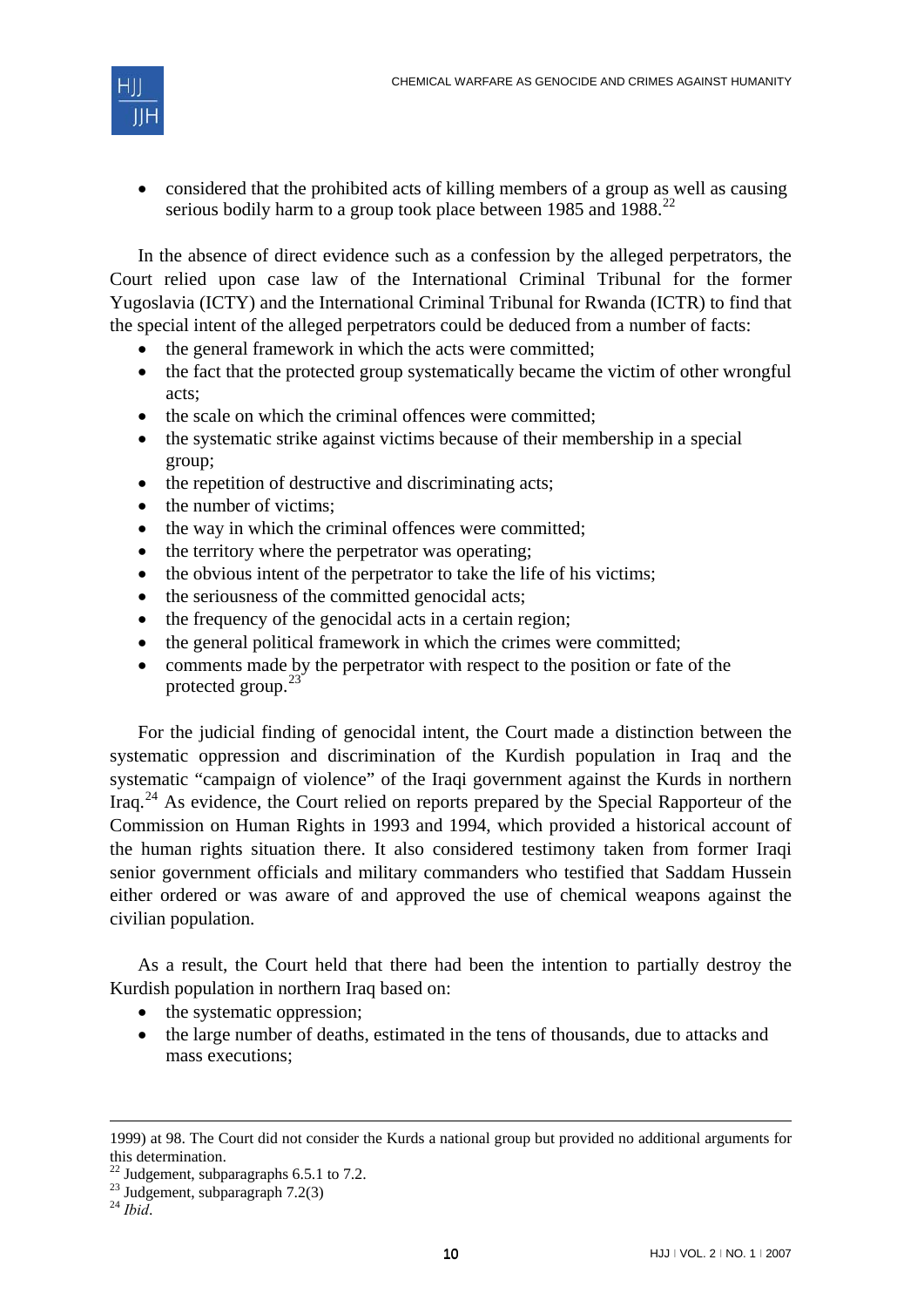- considered that the prohibited acts of killing members of a group as well as causing serious bodily harm to a group took place between 1985 and 1988.[22]

In the absence of direct evidence such as a confession by the alleged perpetrators, the Court relied upon case law of the International Criminal Tribunal for the former Yugoslavia (ICTY) and the International Criminal Tribunal for Rwanda (ICTR) to find that the special intent of the alleged perpetrators could be deduced from a number of facts:

- the general framework in which the acts were committed;
- the fact that the protected group systematically became the victim of other wrongful acts;
- the scale on which the criminal offences were committed;
- the systematic strike against victims because of their membership in a special group;
- the repetition of destructive and discriminating acts;
- the number of victims;
- the way in which the criminal offences were committed;
- the territory where the perpetrator was operating;
- the obvious intent of the perpetrator to take the life of his victims;
- the seriousness of the committed genocidal acts;
- the frequency of the genocidal acts in a certain region;
- the general political framework in which the crimes were committed;
- comments made by the perpetrator with respect to the position or fate of the protected group.[23]

For the judicial finding of genocidal intent, the Court made a distinction between the systematic oppression and discrimination of the Kurdish population in Iraq and the systematic "campaign of violence" of the Iraqi government against the Kurds in northern Iraq.[24] As evidence, the Court relied on reports prepared by the Special Rapporteur of the Commission on Human Rights in 1993 and 1994, which provided a historical account of the human rights situation there. It also considered testimony taken from former Iraqi senior government officials and military commanders who testified that Saddam Hussein either ordered or was aware of and approved the use of chemical weapons against the civilian population.

As a result, the Court held that there had been the intention to partially destroy the Kurdish population in northern Iraq based on:

- the systematic oppression;
- the large number of deaths, estimated in the tens of thousands, due to attacks and mass executions;

---

1999) at 98. The Court did not consider the Kurds a national group but provided no additional arguments for this determination.

[22] Judgement, subparagraphs 6.5.1 to 7.2.

[23] Judgement, subparagraph 7.2(3)

[24] *Ibid*.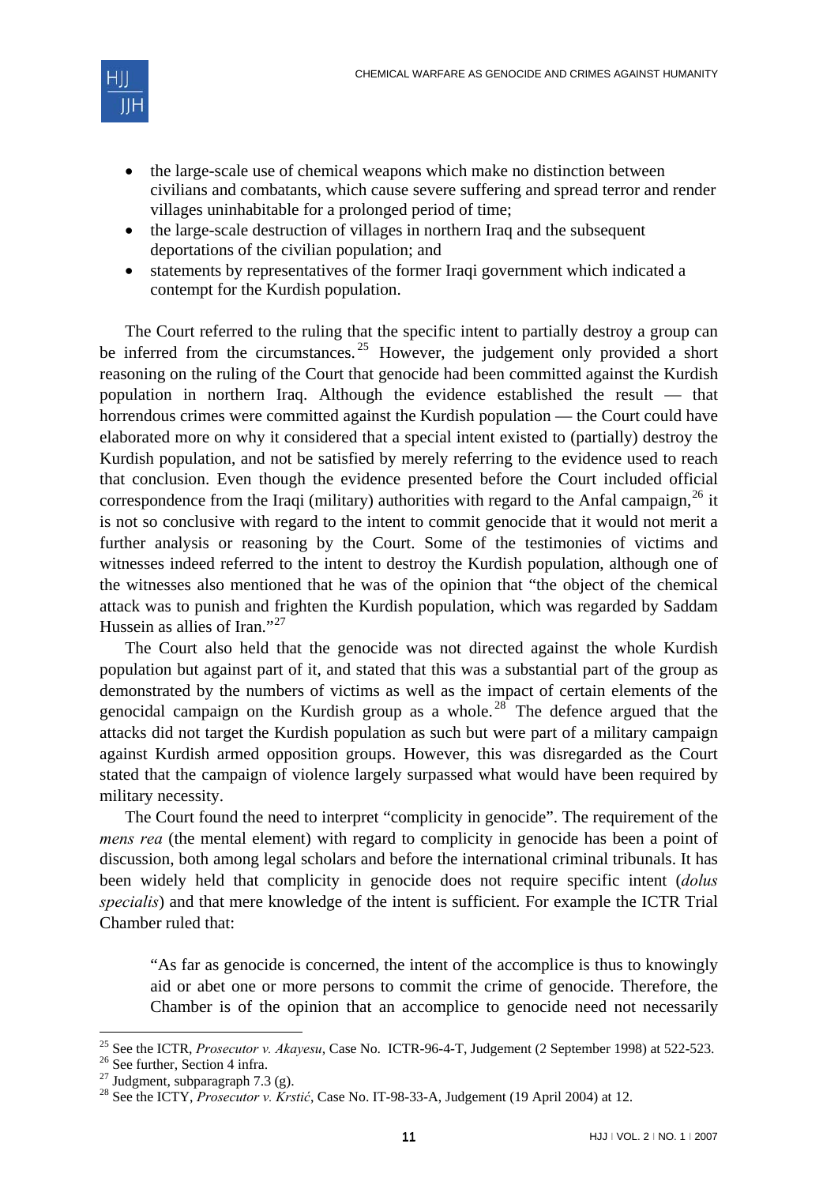- the large-scale use of chemical weapons which make no distinction between civilians and combatants, which cause severe suffering and spread terror and render villages uninhabitable for a prolonged period of time;
- the large-scale destruction of villages in northern Iraq and the subsequent deportations of the civilian population; and
- statements by representatives of the former Iraqi government which indicated a contempt for the Kurdish population.

The Court referred to the ruling that the specific intent to partially destroy a group can be inferred from the circumstances.[25] However, the judgement only provided a short reasoning on the ruling of the Court that genocide had been committed against the Kurdish population in northern Iraq. Although the evidence established the result — that horrendous crimes were committed against the Kurdish population — the Court could have elaborated more on why it considered that a special intent existed to (partially) destroy the Kurdish population, and not be satisfied by merely referring to the evidence used to reach that conclusion. Even though the evidence presented before the Court included official correspondence from the Iraqi (military) authorities with regard to the Anfal campaign,[26] it is not so conclusive with regard to the intent to commit genocide that it would not merit a further analysis or reasoning by the Court. Some of the testimonies of victims and witnesses indeed referred to the intent to destroy the Kurdish population, although one of the witnesses also mentioned that he was of the opinion that "the object of the chemical attack was to punish and frighten the Kurdish population, which was regarded by Saddam Hussein as allies of Iran."[27]

The Court also held that the genocide was not directed against the whole Kurdish population but against part of it, and stated that this was a substantial part of the group as demonstrated by the numbers of victims as well as the impact of certain elements of the genocidal campaign on the Kurdish group as a whole.[28] The defence argued that the attacks did not target the Kurdish population as such but were part of a military campaign against Kurdish armed opposition groups. However, this was disregarded as the Court stated that the campaign of violence largely surpassed what would have been required by military necessity.

The Court found the need to interpret "complicity in genocide". The requirement of the *mens rea* (the mental element) with regard to complicity in genocide has been a point of discussion, both among legal scholars and before the international criminal tribunals. It has been widely held that complicity in genocide does not require specific intent (*dolus specialis*) and that mere knowledge of the intent is sufficient. For example the ICTR Trial Chamber ruled that:

> "As far as genocide is concerned, the intent of the accomplice is thus to knowingly aid or abet one or more persons to commit the crime of genocide. Therefore, the Chamber is of the opinion that an accomplice to genocide need not necessarily

---

[25] See the ICTR, *Prosecutor v. Akayesu*, Case No. ICTR-96-4-T, Judgement (2 September 1998) at 522-523.

[26] See further, Section 4 infra.

[27] Judgment, subparagraph 7.3 (g).

[28] See the ICTY, *Prosecutor v. Krstić*, Case No. IT-98-33-A, Judgement (19 April 2004) at 12.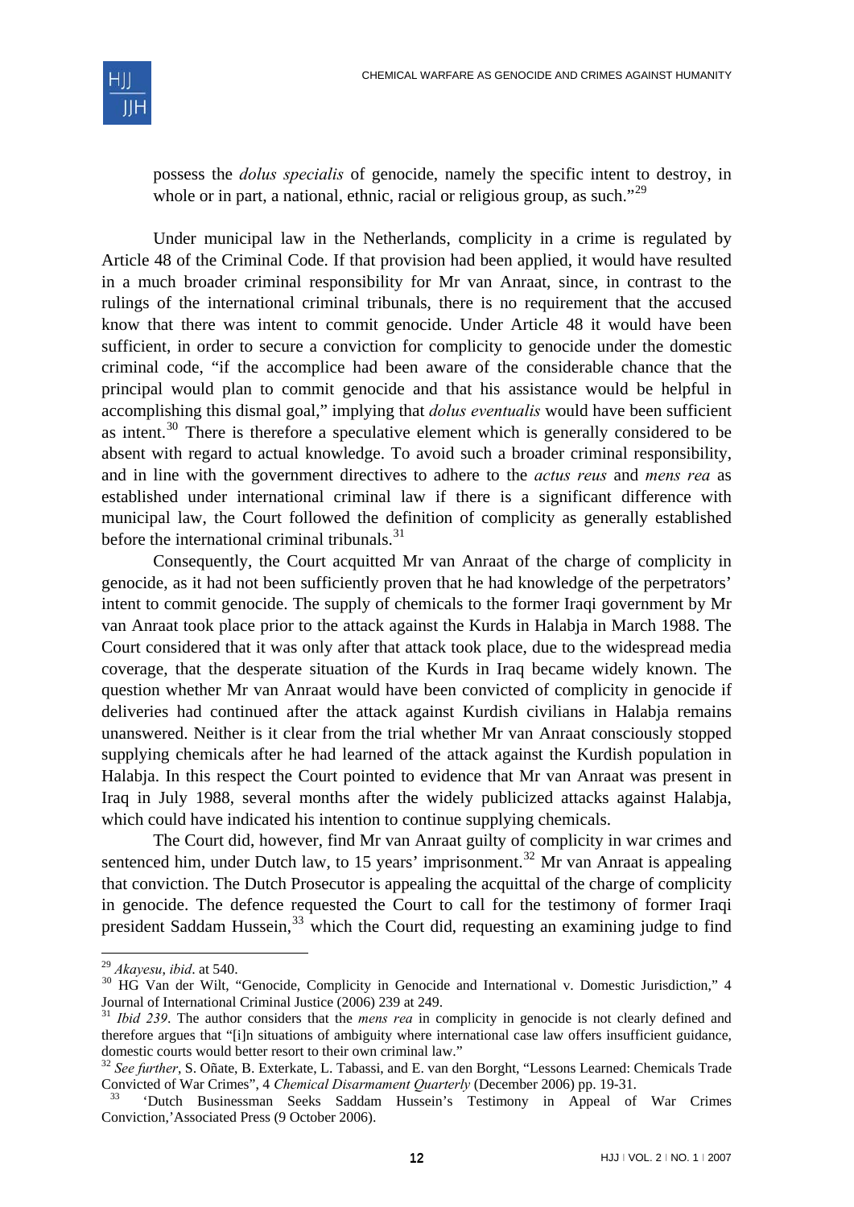> possess the *dolus specialis* of genocide, namely the specific intent to destroy, in whole or in part, a national, ethnic, racial or religious group, as such."[29]

Under municipal law in the Netherlands, complicity in a crime is regulated by Article 48 of the Criminal Code. If that provision had been applied, it would have resulted in a much broader criminal responsibility for Mr van Anraat, since, in contrast to the rulings of the international criminal tribunals, there is no requirement that the accused know that there was intent to commit genocide. Under Article 48 it would have been sufficient, in order to secure a conviction for complicity to genocide under the domestic criminal code, "if the accomplice had been aware of the considerable chance that the principal would plan to commit genocide and that his assistance would be helpful in accomplishing this dismal goal," implying that *dolus eventualis* would have been sufficient as intent.[30] There is therefore a speculative element which is generally considered to be absent with regard to actual knowledge. To avoid such a broader criminal responsibility, and in line with the government directives to adhere to the *actus reus* and *mens rea* as established under international criminal law if there is a significant difference with municipal law, the Court followed the definition of complicity as generally established before the international criminal tribunals.[31]

Consequently, the Court acquitted Mr van Anraat of the charge of complicity in genocide, as it had not been sufficiently proven that he had knowledge of the perpetrators' intent to commit genocide. The supply of chemicals to the former Iraqi government by Mr van Anraat took place prior to the attack against the Kurds in Halabja in March 1988. The Court considered that it was only after that attack took place, due to the widespread media coverage, that the desperate situation of the Kurds in Iraq became widely known. The question whether Mr van Anraat would have been convicted of complicity in genocide if deliveries had continued after the attack against Kurdish civilians in Halabja remains unanswered. Neither is it clear from the trial whether Mr van Anraat consciously stopped supplying chemicals after he had learned of the attack against the Kurdish population in Halabja. In this respect the Court pointed to evidence that Mr van Anraat was present in Iraq in July 1988, several months after the widely publicized attacks against Halabja, which could have indicated his intention to continue supplying chemicals.

The Court did, however, find Mr van Anraat guilty of complicity in war crimes and sentenced him, under Dutch law, to 15 years' imprisonment.[32] Mr van Anraat is appealing that conviction. The Dutch Prosecutor is appealing the acquittal of the charge of complicity in genocide. The defence requested the Court to call for the testimony of former Iraqi president Saddam Hussein,[33] which the Court did, requesting an examining judge to find

---

[29] *Akayesu*, *ibid*. at 540.

[30] HG Van der Wilt, "Genocide, Complicity in Genocide and International v. Domestic Jurisdiction," 4 Journal of International Criminal Justice (2006) 239 at 249.

[31] *Ibid 239*. The author considers that the *mens rea* in complicity in genocide is not clearly defined and therefore argues that "[i]n situations of ambiguity where international case law offers insufficient guidance, domestic courts would better resort to their own criminal law."

[32] *See further*, S. Oñate, B. Exterkate, L. Tabassi, and E. van den Borght, "Lessons Learned: Chemicals Trade Convicted of War Crimes", 4 *Chemical Disarmament Quarterly* (December 2006) pp. 19-31.

[33] 'Dutch Businessman Seeks Saddam Hussein's Testimony in Appeal of War Crimes Conviction,'Associated Press (9 October 2006).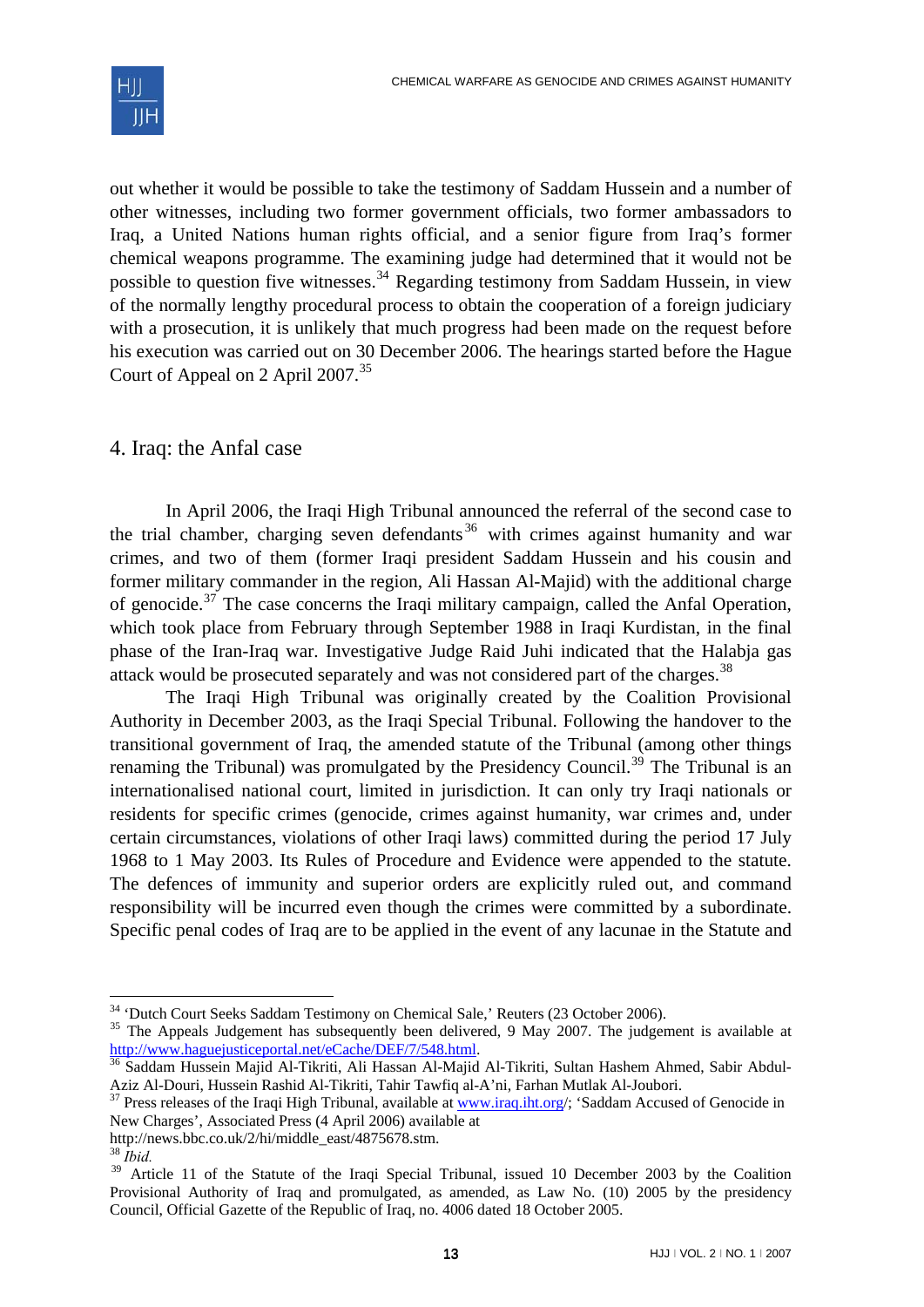out whether it would be possible to take the testimony of Saddam Hussein and a number of other witnesses, including two former government officials, two former ambassadors to Iraq, a United Nations human rights official, and a senior figure from Iraq's former chemical weapons programme. The examining judge had determined that it would not be possible to question five witnesses.[34] Regarding testimony from Saddam Hussein, in view of the normally lengthy procedural process to obtain the cooperation of a foreign judiciary with a prosecution, it is unlikely that much progress had been made on the request before his execution was carried out on 30 December 2006. The hearings started before the Hague Court of Appeal on 2 April 2007.[35]

## 4. Iraq: the Anfal case

In April 2006, the Iraqi High Tribunal announced the referral of the second case to the trial chamber, charging seven defendants[36] with crimes against humanity and war crimes, and two of them (former Iraqi president Saddam Hussein and his cousin and former military commander in the region, Ali Hassan Al-Majid) with the additional charge of genocide.[37] The case concerns the Iraqi military campaign, called the Anfal Operation, which took place from February through September 1988 in Iraqi Kurdistan, in the final phase of the Iran-Iraq war. Investigative Judge Raid Juhi indicated that the Halabja gas attack would be prosecuted separately and was not considered part of the charges.[38]

The Iraqi High Tribunal was originally created by the Coalition Provisional Authority in December 2003, as the Iraqi Special Tribunal. Following the handover to the transitional government of Iraq, the amended statute of the Tribunal (among other things renaming the Tribunal) was promulgated by the Presidency Council.[39] The Tribunal is an internationalised national court, limited in jurisdiction. It can only try Iraqi nationals or residents for specific crimes (genocide, crimes against humanity, war crimes and, under certain circumstances, violations of other Iraqi laws) committed during the period 17 July 1968 to 1 May 2003. Its Rules of Procedure and Evidence were appended to the statute. The defences of immunity and superior orders are explicitly ruled out, and command responsibility will be incurred even though the crimes were committed by a subordinate. Specific penal codes of Iraq are to be applied in the event of any lacunae in the Statute and

---

[34] 'Dutch Court Seeks Saddam Testimony on Chemical Sale,' Reuters (23 October 2006).

[35] The Appeals Judgement has subsequently been delivered, 9 May 2007. The judgement is available at http://www.haguejusticeportal.net/eCache/DEF/7/548.html.

[36] Saddam Hussein Majid Al-Tikriti, Ali Hassan Al-Majid Al-Tikriti, Sultan Hashem Ahmed, Sabir Abdul-Aziz Al-Douri, Hussein Rashid Al-Tikriti, Tahir Tawfiq al-A'ni, Farhan Mutlak Al-Joubori.

[37] Press releases of the Iraqi High Tribunal, available at www.iraq.iht.org/; 'Saddam Accused of Genocide in New Charges', Associated Press (4 April 2006) available at http://news.bbc.co.uk/2/hi/middle_east/4875678.stm.

[38] *Ibid.*

[39] Article 11 of the Statute of the Iraqi Special Tribunal, issued 10 December 2003 by the Coalition Provisional Authority of Iraq and promulgated, as amended, as Law No. (10) 2005 by the presidency Council, Official Gazette of the Republic of Iraq, no. 4006 dated 18 October 2005.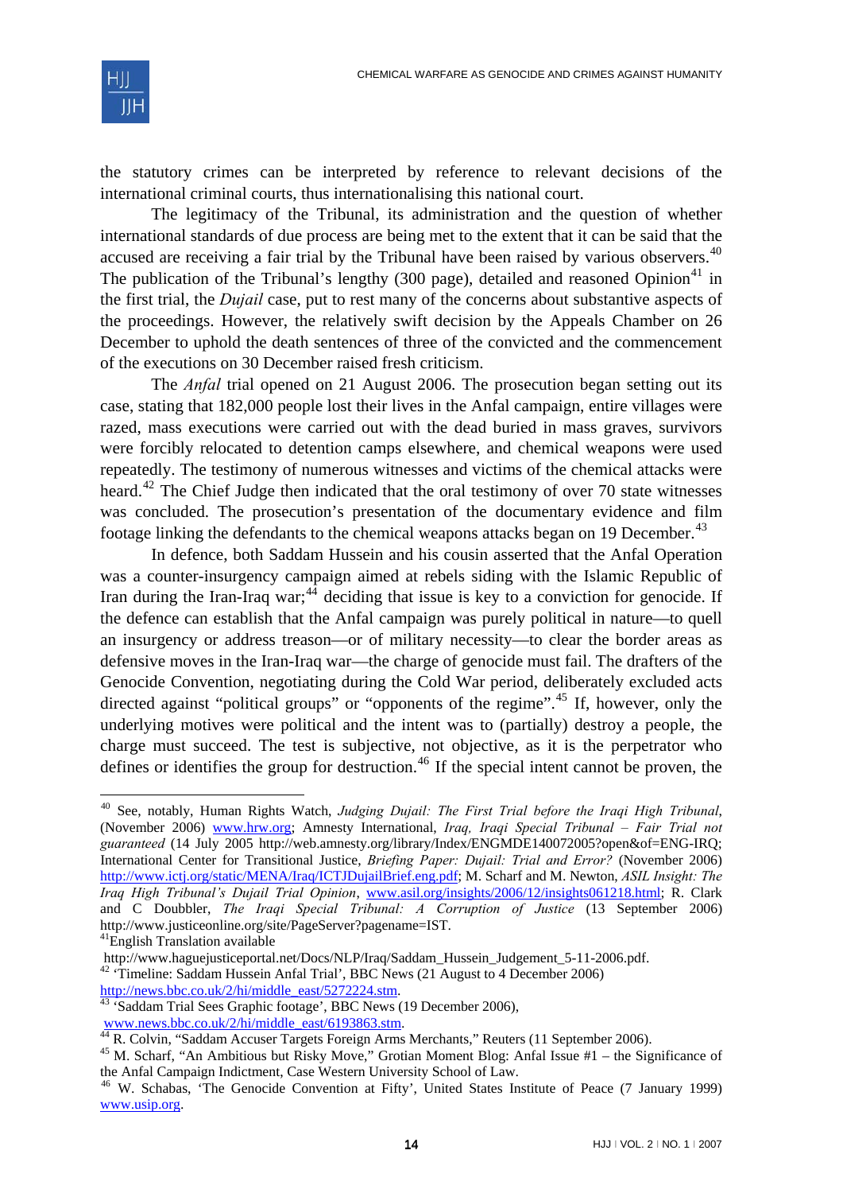the statutory crimes can be interpreted by reference to relevant decisions of the international criminal courts, thus internationalising this national court.

The legitimacy of the Tribunal, its administration and the question of whether international standards of due process are being met to the extent that it can be said that the accused are receiving a fair trial by the Tribunal have been raised by various observers.[40] The publication of the Tribunal's lengthy (300 page), detailed and reasoned Opinion[41] in the first trial, the *Dujail* case, put to rest many of the concerns about substantive aspects of the proceedings. However, the relatively swift decision by the Appeals Chamber on 26 December to uphold the death sentences of three of the convicted and the commencement of the executions on 30 December raised fresh criticism.

The *Anfal* trial opened on 21 August 2006. The prosecution began setting out its case, stating that 182,000 people lost their lives in the Anfal campaign, entire villages were razed, mass executions were carried out with the dead buried in mass graves, survivors were forcibly relocated to detention camps elsewhere, and chemical weapons were used repeatedly. The testimony of numerous witnesses and victims of the chemical attacks were heard.[42] The Chief Judge then indicated that the oral testimony of over 70 state witnesses was concluded. The prosecution's presentation of the documentary evidence and film footage linking the defendants to the chemical weapons attacks began on 19 December.[43]

In defence, both Saddam Hussein and his cousin asserted that the Anfal Operation was a counter-insurgency campaign aimed at rebels siding with the Islamic Republic of Iran during the Iran-Iraq war;[44] deciding that issue is key to a conviction for genocide. If the defence can establish that the Anfal campaign was purely political in nature—to quell an insurgency or address treason—or of military necessity—to clear the border areas as defensive moves in the Iran-Iraq war—the charge of genocide must fail. The drafters of the Genocide Convention, negotiating during the Cold War period, deliberately excluded acts directed against "political groups" or "opponents of the regime".[45] If, however, only the underlying motives were political and the intent was to (partially) destroy a people, the charge must succeed. The test is subjective, not objective, as it is the perpetrator who defines or identifies the group for destruction.[46] If the special intent cannot be proven, the

---

[40] See, notably, Human Rights Watch, *Judging Dujail: The First Trial before the Iraqi High Tribunal*, (November 2006) www.hrw.org; Amnesty International, *Iraq, Iraqi Special Tribunal – Fair Trial not guaranteed* (14 July 2005 http://web.amnesty.org/library/Index/ENGMDE140072005?open&of=ENG-IRQ; International Center for Transitional Justice, *Briefing Paper: Dujail: Trial and Error?* (November 2006) http://www.ictj.org/static/MENA/Iraq/ICTJDujailBrief.eng.pdf; M. Scharf and M. Newton, *ASIL Insight: The Iraq High Tribunal's Dujail Trial Opinion*, www.asil.org/insights/2006/12/insights061218.html; R. Clark and C Doubbler, *The Iraqi Special Tribunal: A Corruption of Justice* (13 September 2006) http://www.justiceonline.org/site/PageServer?pagename=IST.

[41] English Translation available http://www.haguejusticeportal.net/Docs/NLP/Iraq/Saddam_Hussein_Judgement_5-11-2006.pdf.

[42] 'Timeline: Saddam Hussein Anfal Trial', BBC News (21 August to 4 December 2006) http://news.bbc.co.uk/2/hi/middle_east/5272224.stm.

[43] 'Saddam Trial Sees Graphic footage', BBC News (19 December 2006), www.news.bbc.co.uk/2/hi/middle_east/6193863.stm.

[44] R. Colvin, "Saddam Accuser Targets Foreign Arms Merchants," Reuters (11 September 2006).

[45] M. Scharf, "An Ambitious but Risky Move," Grotian Moment Blog: Anfal Issue #1 – the Significance of the Anfal Campaign Indictment, Case Western University School of Law.

[46] W. Schabas, 'The Genocide Convention at Fifty', United States Institute of Peace (7 January 1999) www.usip.org.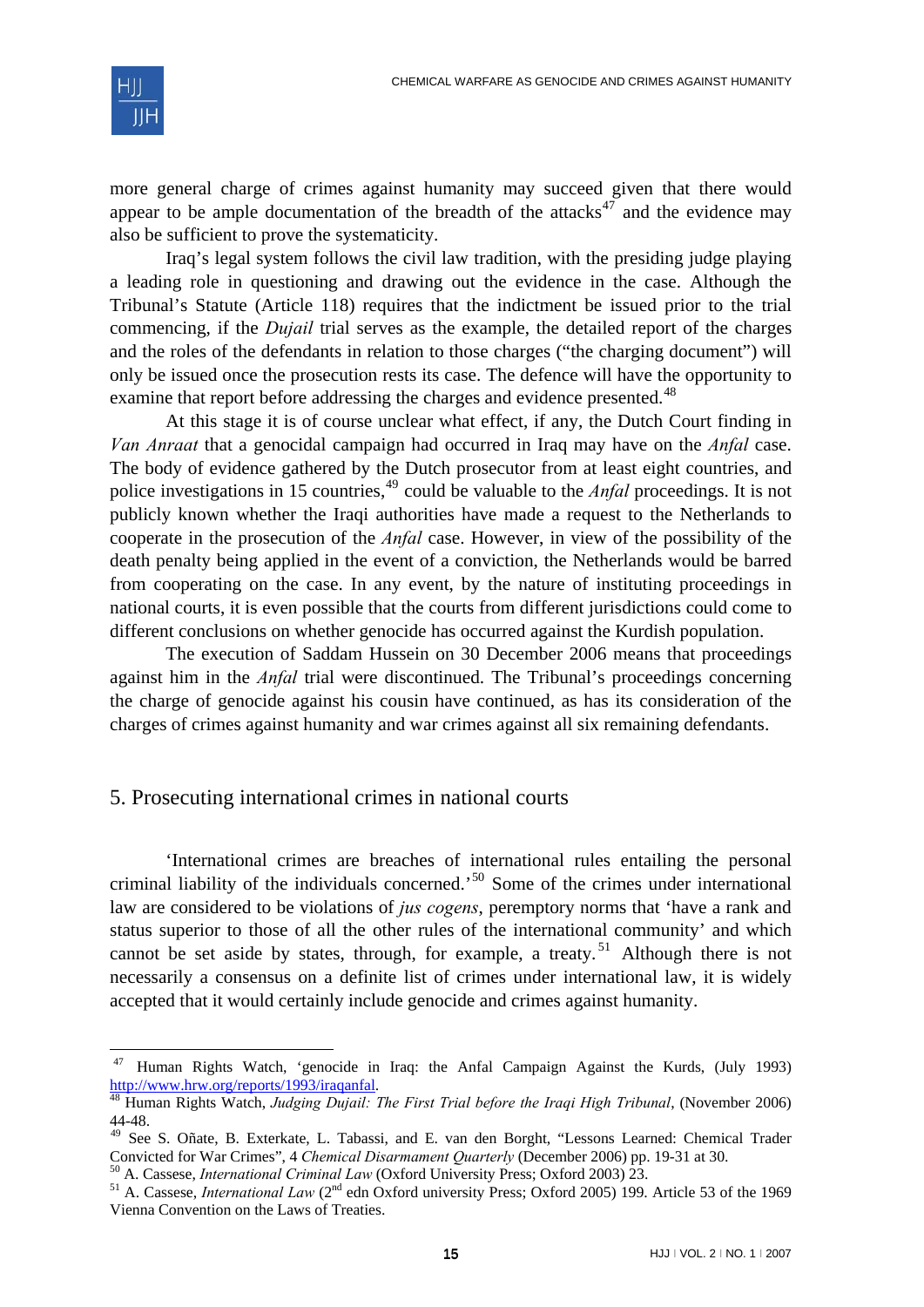more general charge of crimes against humanity may succeed given that there would appear to be ample documentation of the breadth of the attacks[47] and the evidence may also be sufficient to prove the systematicity.

Iraq's legal system follows the civil law tradition, with the presiding judge playing a leading role in questioning and drawing out the evidence in the case. Although the Tribunal's Statute (Article 118) requires that the indictment be issued prior to the trial commencing, if the *Dujail* trial serves as the example, the detailed report of the charges and the roles of the defendants in relation to those charges ("the charging document") will only be issued once the prosecution rests its case. The defence will have the opportunity to examine that report before addressing the charges and evidence presented.[48]

At this stage it is of course unclear what effect, if any, the Dutch Court finding in *Van Anraat* that a genocidal campaign had occurred in Iraq may have on the *Anfal* case. The body of evidence gathered by the Dutch prosecutor from at least eight countries, and police investigations in 15 countries,[49] could be valuable to the *Anfal* proceedings. It is not publicly known whether the Iraqi authorities have made a request to the Netherlands to cooperate in the prosecution of the *Anfal* case. However, in view of the possibility of the death penalty being applied in the event of a conviction, the Netherlands would be barred from cooperating on the case. In any event, by the nature of instituting proceedings in national courts, it is even possible that the courts from different jurisdictions could come to different conclusions on whether genocide has occurred against the Kurdish population.

The execution of Saddam Hussein on 30 December 2006 means that proceedings against him in the *Anfal* trial were discontinued. The Tribunal's proceedings concerning the charge of genocide against his cousin have continued, as has its consideration of the charges of crimes against humanity and war crimes against all six remaining defendants.

## 5. Prosecuting international crimes in national courts

'International crimes are breaches of international rules entailing the personal criminal liability of the individuals concerned.'[50] Some of the crimes under international law are considered to be violations of *jus cogens*, peremptory norms that 'have a rank and status superior to those of all the other rules of the international community' and which cannot be set aside by states, through, for example, a treaty.[51] Although there is not necessarily a consensus on a definite list of crimes under international law, it is widely accepted that it would certainly include genocide and crimes against humanity.

---

[47] Human Rights Watch, 'genocide in Iraq: the Anfal Campaign Against the Kurds, (July 1993) http://www.hrw.org/reports/1993/iraqanfal.

[48] Human Rights Watch, *Judging Dujail: The First Trial before the Iraqi High Tribunal*, (November 2006) 44-48.

[49] See S. Oñate, B. Exterkate, L. Tabassi, and E. van den Borght, "Lessons Learned: Chemical Trader Convicted for War Crimes", 4 *Chemical Disarmament Quarterly* (December 2006) pp. 19-31 at 30.

[50] A. Cassese, *International Criminal Law* (Oxford University Press; Oxford 2003) 23.

[51] A. Cassese, *International Law* (2nd edn Oxford university Press; Oxford 2005) 199. Article 53 of the 1969 Vienna Convention on the Laws of Treaties.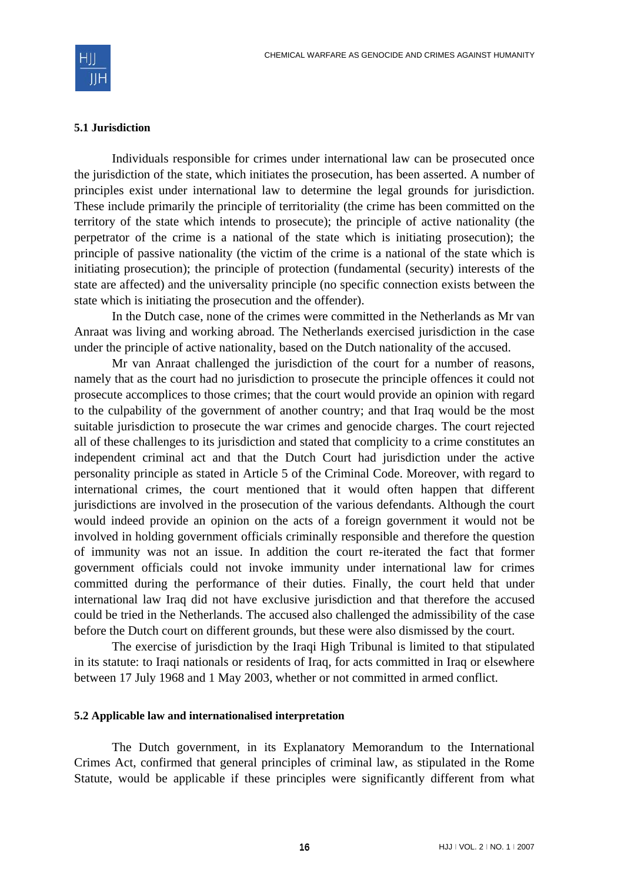### 5.1 Jurisdiction

Individuals responsible for crimes under international law can be prosecuted once the jurisdiction of the state, which initiates the prosecution, has been asserted. A number of principles exist under international law to determine the legal grounds for jurisdiction. These include primarily the principle of territoriality (the crime has been committed on the territory of the state which intends to prosecute); the principle of active nationality (the perpetrator of the crime is a national of the state which is initiating prosecution); the principle of passive nationality (the victim of the crime is a national of the state which is initiating prosecution); the principle of protection (fundamental (security) interests of the state are affected) and the universality principle (no specific connection exists between the state which is initiating the prosecution and the offender).

In the Dutch case, none of the crimes were committed in the Netherlands as Mr van Anraat was living and working abroad. The Netherlands exercised jurisdiction in the case under the principle of active nationality, based on the Dutch nationality of the accused.

Mr van Anraat challenged the jurisdiction of the court for a number of reasons, namely that as the court had no jurisdiction to prosecute the principle offences it could not prosecute accomplices to those crimes; that the court would provide an opinion with regard to the culpability of the government of another country; and that Iraq would be the most suitable jurisdiction to prosecute the war crimes and genocide charges. The court rejected all of these challenges to its jurisdiction and stated that complicity to a crime constitutes an independent criminal act and that the Dutch Court had jurisdiction under the active personality principle as stated in Article 5 of the Criminal Code. Moreover, with regard to international crimes, the court mentioned that it would often happen that different jurisdictions are involved in the prosecution of the various defendants. Although the court would indeed provide an opinion on the acts of a foreign government it would not be involved in holding government officials criminally responsible and therefore the question of immunity was not an issue. In addition the court re-iterated the fact that former government officials could not invoke immunity under international law for crimes committed during the performance of their duties. Finally, the court held that under international law Iraq did not have exclusive jurisdiction and that therefore the accused could be tried in the Netherlands. The accused also challenged the admissibility of the case before the Dutch court on different grounds, but these were also dismissed by the court.

The exercise of jurisdiction by the Iraqi High Tribunal is limited to that stipulated in its statute: to Iraqi nationals or residents of Iraq, for acts committed in Iraq or elsewhere between 17 July 1968 and 1 May 2003, whether or not committed in armed conflict.

### 5.2 Applicable law and internationalised interpretation

The Dutch government, in its Explanatory Memorandum to the International Crimes Act, confirmed that general principles of criminal law, as stipulated in the Rome Statute, would be applicable if these principles were significantly different from what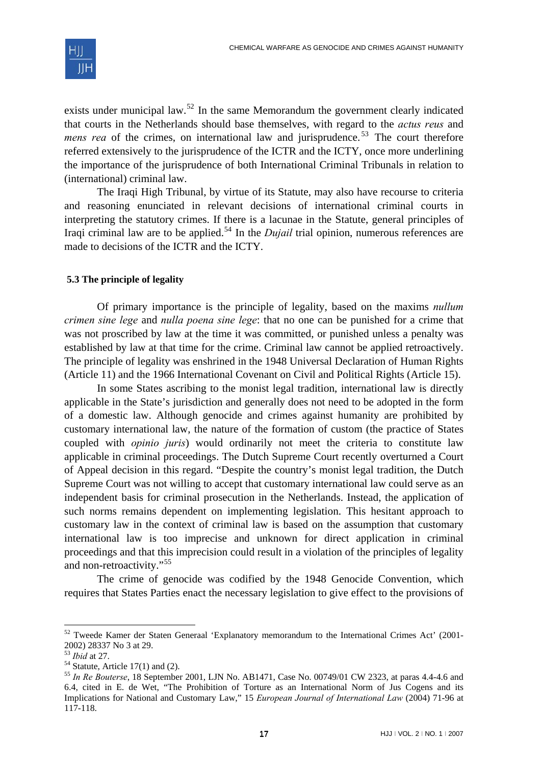exists under municipal law.[52] In the same Memorandum the government clearly indicated that courts in the Netherlands should base themselves, with regard to the *actus reus* and *mens rea* of the crimes, on international law and jurisprudence.[53] The court therefore referred extensively to the jurisprudence of the ICTR and the ICTY, once more underlining the importance of the jurisprudence of both International Criminal Tribunals in relation to (international) criminal law.

The Iraqi High Tribunal, by virtue of its Statute, may also have recourse to criteria and reasoning enunciated in relevant decisions of international criminal courts in interpreting the statutory crimes. If there is a lacunae in the Statute, general principles of Iraqi criminal law are to be applied.[54] In the *Dujail* trial opinion, numerous references are made to decisions of the ICTR and the ICTY.

### 5.3 The principle of legality

Of primary importance is the principle of legality, based on the maxims *nullum crimen sine lege* and *nulla poena sine lege*: that no one can be punished for a crime that was not proscribed by law at the time it was committed, or punished unless a penalty was established by law at that time for the crime. Criminal law cannot be applied retroactively. The principle of legality was enshrined in the 1948 Universal Declaration of Human Rights (Article 11) and the 1966 International Covenant on Civil and Political Rights (Article 15).

In some States ascribing to the monist legal tradition, international law is directly applicable in the State's jurisdiction and generally does not need to be adopted in the form of a domestic law. Although genocide and crimes against humanity are prohibited by customary international law, the nature of the formation of custom (the practice of States coupled with *opinio juris*) would ordinarily not meet the criteria to constitute law applicable in criminal proceedings. The Dutch Supreme Court recently overturned a Court of Appeal decision in this regard. "Despite the country's monist legal tradition, the Dutch Supreme Court was not willing to accept that customary international law could serve as an independent basis for criminal prosecution in the Netherlands. Instead, the application of such norms remains dependent on implementing legislation. This hesitant approach to customary law in the context of criminal law is based on the assumption that customary international law is too imprecise and unknown for direct application in criminal proceedings and that this imprecision could result in a violation of the principles of legality and non-retroactivity."[55]

The crime of genocide was codified by the 1948 Genocide Convention, which requires that States Parties enact the necessary legislation to give effect to the provisions of

---

[52] Tweede Kamer der Staten Generaal 'Explanatory memorandum to the International Crimes Act' (2001-2002) 28337 No 3 at 29.

[53] *Ibid* at 27.

[54] Statute, Article 17(1) and (2).

[55] *In Re Bouterse*, 18 September 2001, LJN No. AB1471, Case No. 00749/01 CW 2323, at paras 4.4-4.6 and 6.4, cited in E. de Wet, "The Prohibition of Torture as an International Norm of Jus Cogens and its Implications for National and Customary Law," 15 *European Journal of International Law* (2004) 71-96 at 117-118.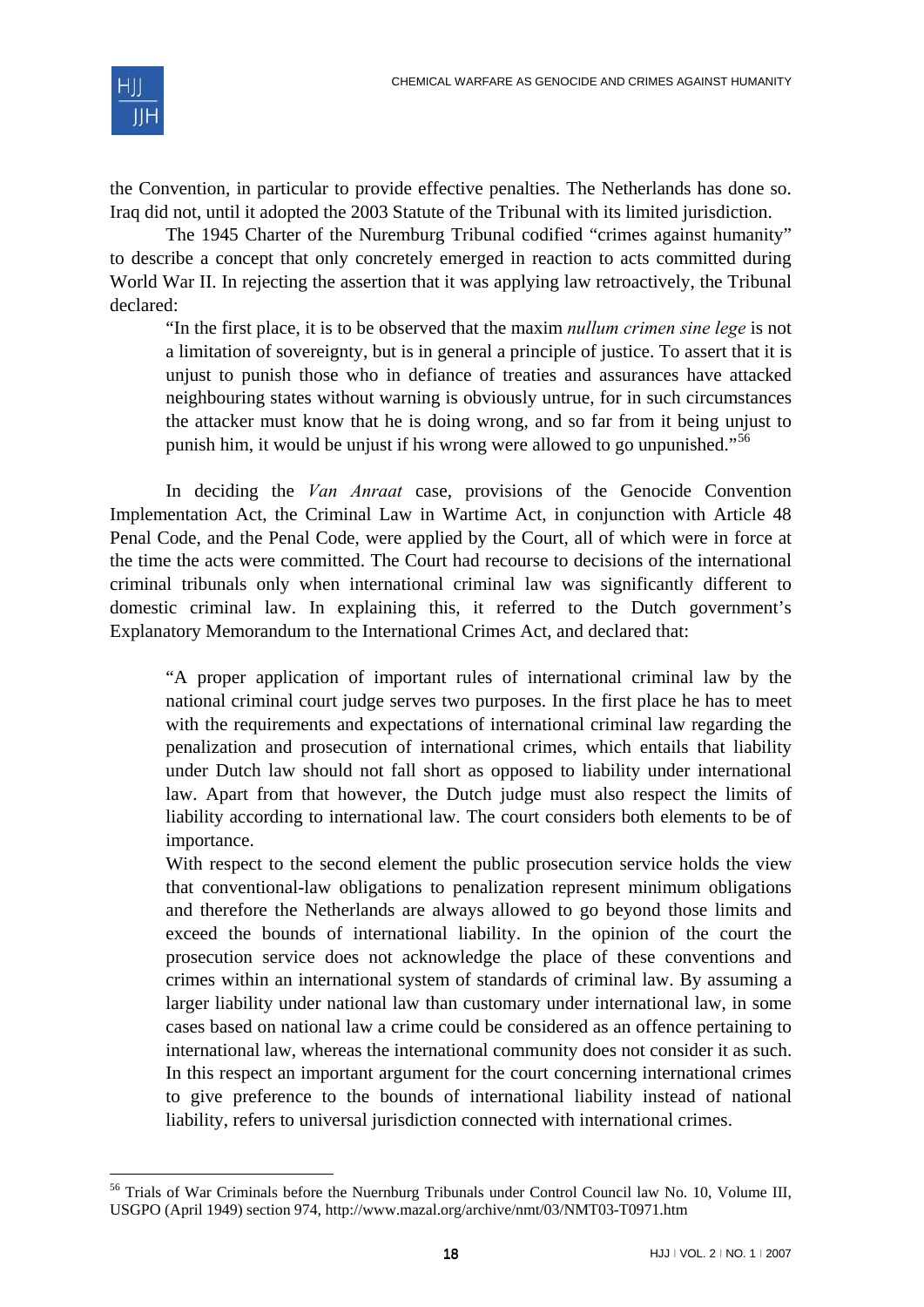the Convention, in particular to provide effective penalties. The Netherlands has done so. Iraq did not, until it adopted the 2003 Statute of the Tribunal with its limited jurisdiction.

The 1945 Charter of the Nuremburg Tribunal codified "crimes against humanity" to describe a concept that only concretely emerged in reaction to acts committed during World War II. In rejecting the assertion that it was applying law retroactively, the Tribunal declared:

> "In the first place, it is to be observed that the maxim *nullum crimen sine lege* is not a limitation of sovereignty, but is in general a principle of justice. To assert that it is unjust to punish those who in defiance of treaties and assurances have attacked neighbouring states without warning is obviously untrue, for in such circumstances the attacker must know that he is doing wrong, and so far from it being unjust to punish him, it would be unjust if his wrong were allowed to go unpunished."[56]

In deciding the *Van Anraat* case, provisions of the Genocide Convention Implementation Act, the Criminal Law in Wartime Act, in conjunction with Article 48 Penal Code, and the Penal Code, were applied by the Court, all of which were in force at the time the acts were committed. The Court had recourse to decisions of the international criminal tribunals only when international criminal law was significantly different to domestic criminal law. In explaining this, it referred to the Dutch government's Explanatory Memorandum to the International Crimes Act, and declared that:

> "A proper application of important rules of international criminal law by the national criminal court judge serves two purposes. In the first place he has to meet with the requirements and expectations of international criminal law regarding the penalization and prosecution of international crimes, which entails that liability under Dutch law should not fall short as opposed to liability under international law. Apart from that however, the Dutch judge must also respect the limits of liability according to international law. The court considers both elements to be of importance.
>
> With respect to the second element the public prosecution service holds the view that conventional-law obligations to penalization represent minimum obligations and therefore the Netherlands are always allowed to go beyond those limits and exceed the bounds of international liability. In the opinion of the court the prosecution service does not acknowledge the place of these conventions and crimes within an international system of standards of criminal law. By assuming a larger liability under national law than customary under international law, in some cases based on national law a crime could be considered as an offence pertaining to international law, whereas the international community does not consider it as such. In this respect an important argument for the court concerning international crimes to give preference to the bounds of international liability instead of national liability, refers to universal jurisdiction connected with international crimes.

[56] Trials of War Criminals before the Nuernburg Tribunals under Control Council law No. 10, Volume III, USGPO (April 1949) section 974, http://www.mazal.org/archive/nmt/03/NMT03-T0971.htm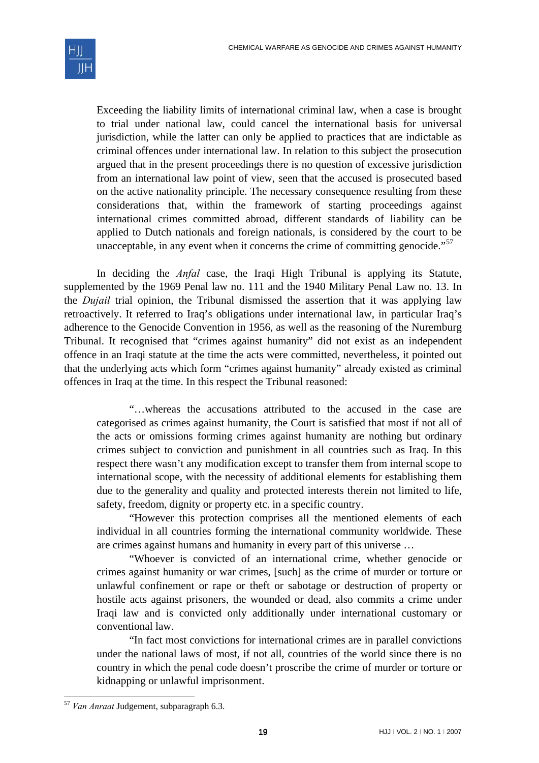> Exceeding the liability limits of international criminal law, when a case is brought to trial under national law, could cancel the international basis for universal jurisdiction, while the latter can only be applied to practices that are indictable as criminal offences under international law. In relation to this subject the prosecution argued that in the present proceedings there is no question of excessive jurisdiction from an international law point of view, seen that the accused is prosecuted based on the active nationality principle. The necessary consequence resulting from these considerations that, within the framework of starting proceedings against international crimes committed abroad, different standards of liability can be applied to Dutch nationals and foreign nationals, is considered by the court to be unacceptable, in any event when it concerns the crime of committing genocide."[57]

In deciding the *Anfal* case, the Iraqi High Tribunal is applying its Statute, supplemented by the 1969 Penal law no. 111 and the 1940 Military Penal Law no. 13. In the *Dujail* trial opinion, the Tribunal dismissed the assertion that it was applying law retroactively. It referred to Iraq's obligations under international law, in particular Iraq's adherence to the Genocide Convention in 1956, as well as the reasoning of the Nuremburg Tribunal. It recognised that "crimes against humanity" did not exist as an independent offence in an Iraqi statute at the time the acts were committed, nevertheless, it pointed out that the underlying acts which form "crimes against humanity" already existed as criminal offences in Iraq at the time. In this respect the Tribunal reasoned:

> "…whereas the accusations attributed to the accused in the case are categorised as crimes against humanity, the Court is satisfied that most if not all of the acts or omissions forming crimes against humanity are nothing but ordinary crimes subject to conviction and punishment in all countries such as Iraq. In this respect there wasn't any modification except to transfer them from internal scope to international scope, with the necessity of additional elements for establishing them due to the generality and quality and protected interests therein not limited to life, safety, freedom, dignity or property etc. in a specific country.
>
> "However this protection comprises all the mentioned elements of each individual in all countries forming the international community worldwide. These are crimes against humans and humanity in every part of this universe …
>
> "Whoever is convicted of an international crime, whether genocide or crimes against humanity or war crimes, [such] as the crime of murder or torture or unlawful confinement or rape or theft or sabotage or destruction of property or hostile acts against prisoners, the wounded or dead, also commits a crime under Iraqi law and is convicted only additionally under international customary or conventional law.
>
> "In fact most convictions for international crimes are in parallel convictions under the national laws of most, if not all, countries of the world since there is no country in which the penal code doesn't proscribe the crime of murder or torture or kidnapping or unlawful imprisonment.

[57] *Van Anraat* Judgement, subparagraph 6.3.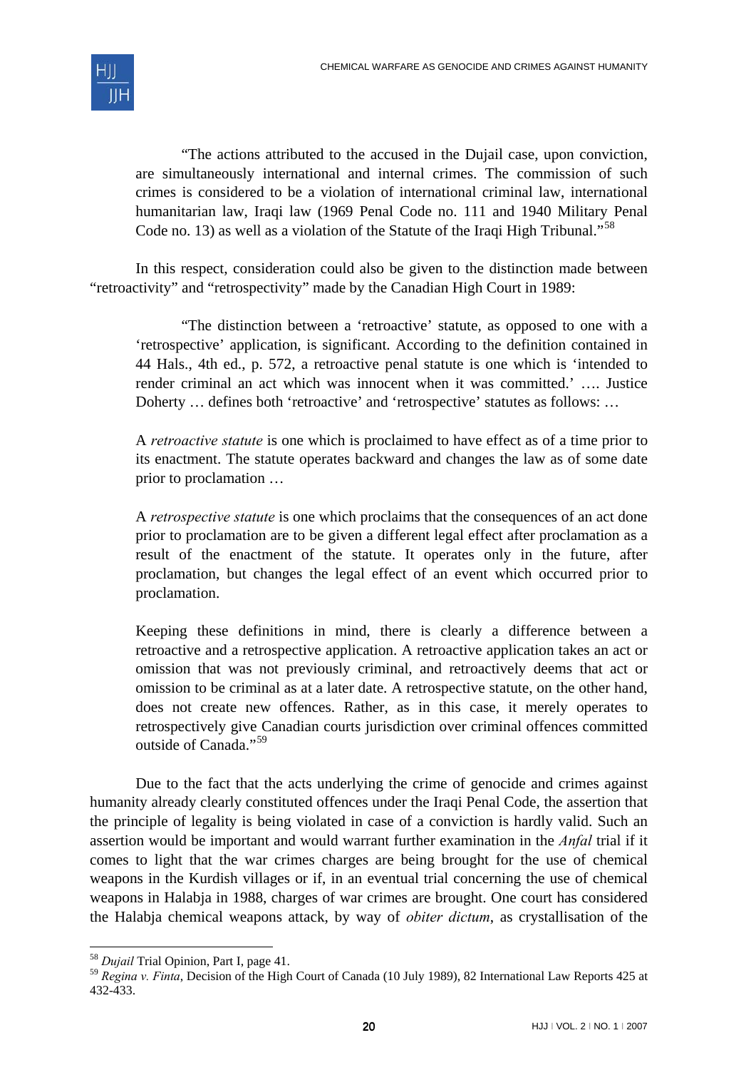"The actions attributed to the accused in the Dujail case, upon conviction, are simultaneously international and internal crimes. The commission of such crimes is considered to be a violation of international criminal law, international humanitarian law, Iraqi law (1969 Penal Code no. 111 and 1940 Military Penal Code no. 13) as well as a violation of the Statute of the Iraqi High Tribunal."[58]

In this respect, consideration could also be given to the distinction made between "retroactivity" and "retrospectivity" made by the Canadian High Court in 1989:

> "The distinction between a 'retroactive' statute, as opposed to one with a 'retrospective' application, is significant. According to the definition contained in 44 Hals., 4th ed., p. 572, a retroactive penal statute is one which is 'intended to render criminal an act which was innocent when it was committed.' …. Justice Doherty … defines both 'retroactive' and 'retrospective' statutes as follows: …
>
> A *retroactive statute* is one which is proclaimed to have effect as of a time prior to its enactment. The statute operates backward and changes the law as of some date prior to proclamation …
>
> A *retrospective statute* is one which proclaims that the consequences of an act done prior to proclamation are to be given a different legal effect after proclamation as a result of the enactment of the statute. It operates only in the future, after proclamation, but changes the legal effect of an event which occurred prior to proclamation.
>
> Keeping these definitions in mind, there is clearly a difference between a retroactive and a retrospective application. A retroactive application takes an act or omission that was not previously criminal, and retroactively deems that act or omission to be criminal as at a later date. A retrospective statute, on the other hand, does not create new offences. Rather, as in this case, it merely operates to retrospectively give Canadian courts jurisdiction over criminal offences committed outside of Canada."[59]

Due to the fact that the acts underlying the crime of genocide and crimes against humanity already clearly constituted offences under the Iraqi Penal Code, the assertion that the principle of legality is being violated in case of a conviction is hardly valid. Such an assertion would be important and would warrant further examination in the *Anfal* trial if it comes to light that the war crimes charges are being brought for the use of chemical weapons in the Kurdish villages or if, in an eventual trial concerning the use of chemical weapons in Halabja in 1988, charges of war crimes are brought. One court has considered the Halabja chemical weapons attack, by way of *obiter dictum*, as crystallisation of the

---

[58] *Dujail* Trial Opinion, Part I, page 41.

[59] *Regina v. Finta*, Decision of the High Court of Canada (10 July 1989), 82 International Law Reports 425 at 432-433.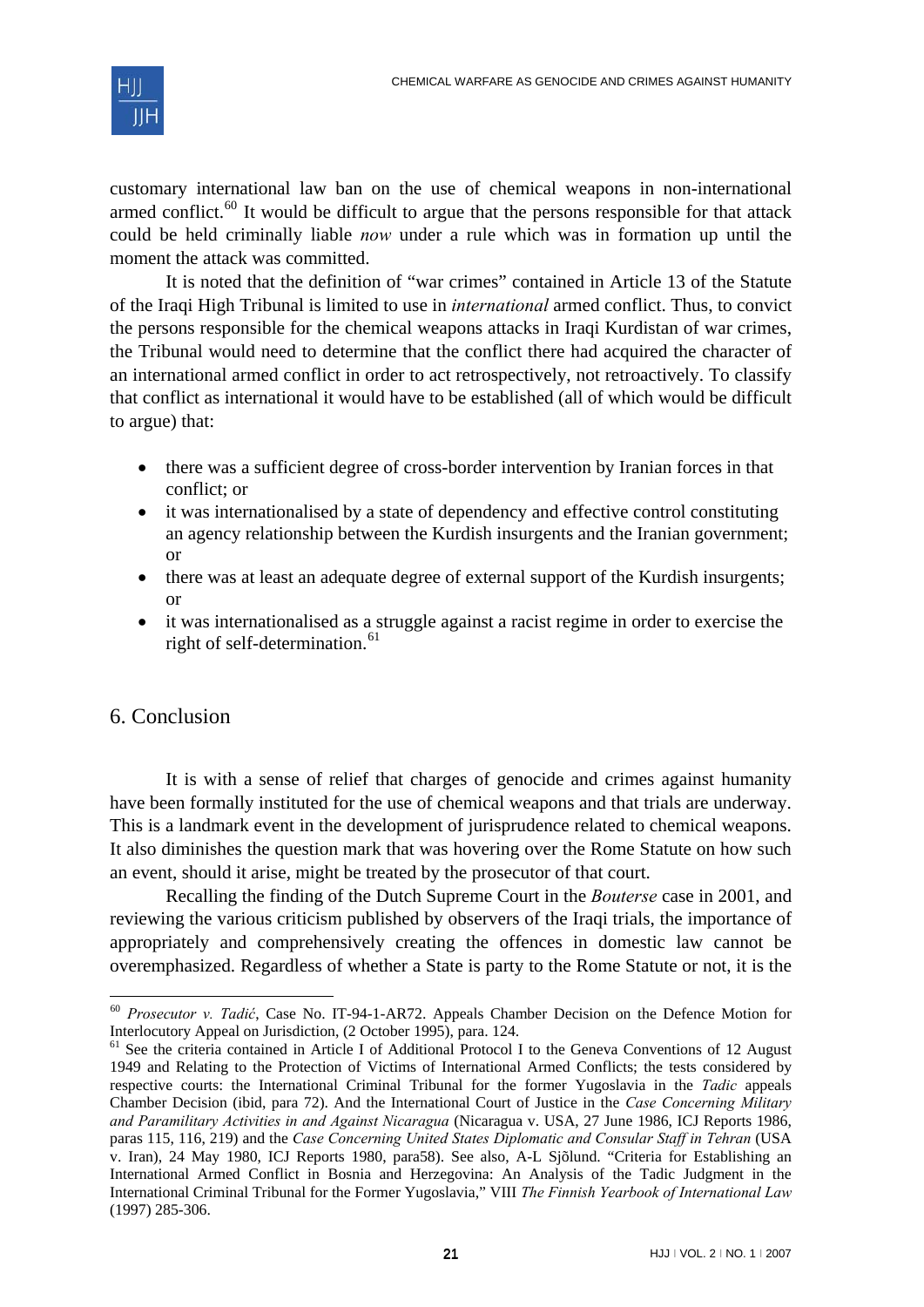customary international law ban on the use of chemical weapons in non-international armed conflict.[60] It would be difficult to argue that the persons responsible for that attack could be held criminally liable *now* under a rule which was in formation up until the moment the attack was committed.

It is noted that the definition of "war crimes" contained in Article 13 of the Statute of the Iraqi High Tribunal is limited to use in *international* armed conflict. Thus, to convict the persons responsible for the chemical weapons attacks in Iraqi Kurdistan of war crimes, the Tribunal would need to determine that the conflict there had acquired the character of an international armed conflict in order to act retrospectively, not retroactively. To classify that conflict as international it would have to be established (all of which would be difficult to argue) that:

- there was a sufficient degree of cross-border intervention by Iranian forces in that conflict; or
- it was internationalised by a state of dependency and effective control constituting an agency relationship between the Kurdish insurgents and the Iranian government; or
- there was at least an adequate degree of external support of the Kurdish insurgents; or
- it was internationalised as a struggle against a racist regime in order to exercise the right of self-determination.[61]

## 6. Conclusion

It is with a sense of relief that charges of genocide and crimes against humanity have been formally instituted for the use of chemical weapons and that trials are underway. This is a landmark event in the development of jurisprudence related to chemical weapons. It also diminishes the question mark that was hovering over the Rome Statute on how such an event, should it arise, might be treated by the prosecutor of that court.

Recalling the finding of the Dutch Supreme Court in the *Bouterse* case in 2001, and reviewing the various criticism published by observers of the Iraqi trials, the importance of appropriately and comprehensively creating the offences in domestic law cannot be overemphasized. Regardless of whether a State is party to the Rome Statute or not, it is the

---

[60] *Prosecutor v. Tadić*, Case No. IT-94-1-AR72. Appeals Chamber Decision on the Defence Motion for Interlocutory Appeal on Jurisdiction, (2 October 1995), para. 124.

[61] See the criteria contained in Article I of Additional Protocol I to the Geneva Conventions of 12 August 1949 and Relating to the Protection of Victims of International Armed Conflicts; the tests considered by respective courts: the International Criminal Tribunal for the former Yugoslavia in the *Tadic* appeals Chamber Decision (ibid, para 72). And the International Court of Justice in the *Case Concerning Military and Paramilitary Activities in and Against Nicaragua* (Nicaragua v. USA, 27 June 1986, ICJ Reports 1986, paras 115, 116, 219) and the *Case Concerning United States Diplomatic and Consular Staff in Tehran* (USA v. Iran), 24 May 1980, ICJ Reports 1980, para58). See also, A-L Sjõlund. "Criteria for Establishing an International Armed Conflict in Bosnia and Herzegovina: An Analysis of the Tadic Judgment in the International Criminal Tribunal for the Former Yugoslavia," VIII *The Finnish Yearbook of International Law* (1997) 285-306.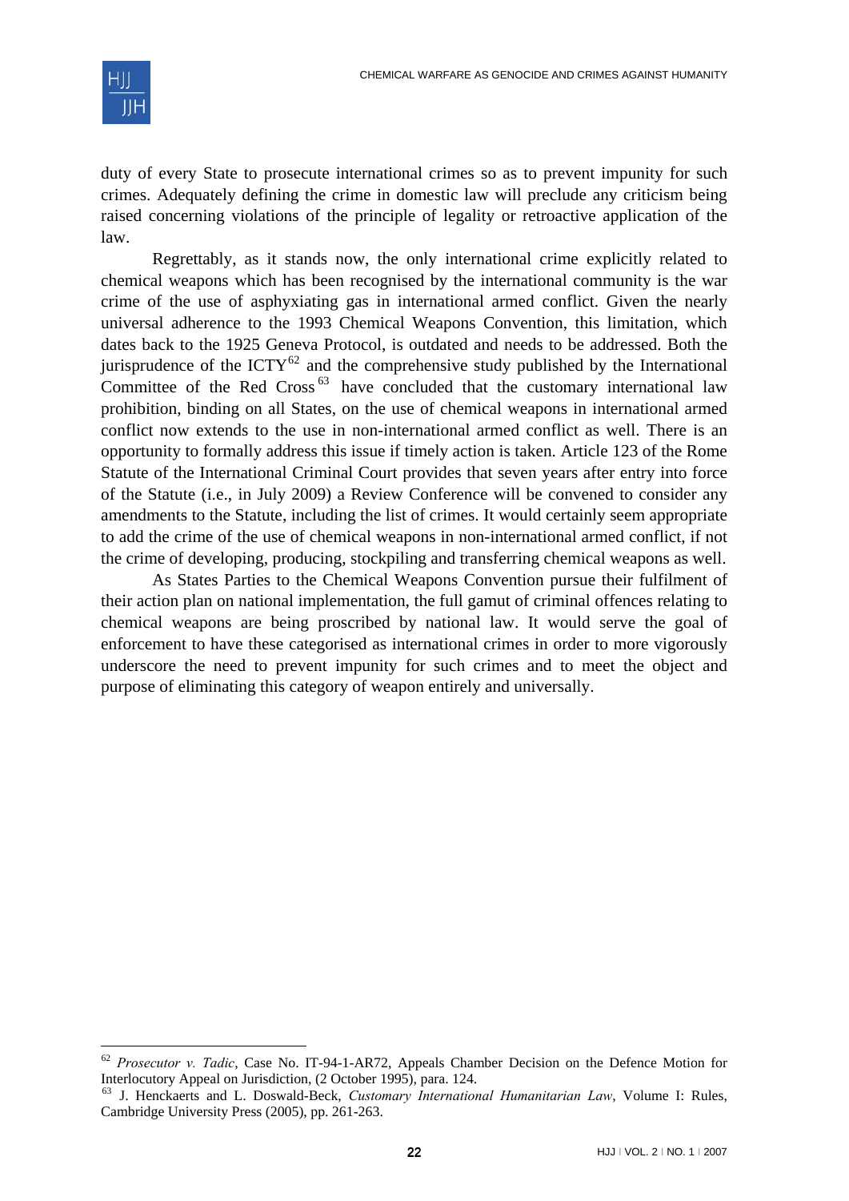duty of every State to prosecute international crimes so as to prevent impunity for such crimes. Adequately defining the crime in domestic law will preclude any criticism being raised concerning violations of the principle of legality or retroactive application of the law.

Regrettably, as it stands now, the only international crime explicitly related to chemical weapons which has been recognised by the international community is the war crime of the use of asphyxiating gas in international armed conflict. Given the nearly universal adherence to the 1993 Chemical Weapons Convention, this limitation, which dates back to the 1925 Geneva Protocol, is outdated and needs to be addressed. Both the jurisprudence of the ICTY[62] and the comprehensive study published by the International Committee of the Red Cross[63] have concluded that the customary international law prohibition, binding on all States, on the use of chemical weapons in international armed conflict now extends to the use in non-international armed conflict as well. There is an opportunity to formally address this issue if timely action is taken. Article 123 of the Rome Statute of the International Criminal Court provides that seven years after entry into force of the Statute (i.e., in July 2009) a Review Conference will be convened to consider any amendments to the Statute, including the list of crimes. It would certainly seem appropriate to add the crime of the use of chemical weapons in non-international armed conflict, if not the crime of developing, producing, stockpiling and transferring chemical weapons as well.

As States Parties to the Chemical Weapons Convention pursue their fulfilment of their action plan on national implementation, the full gamut of criminal offences relating to chemical weapons are being proscribed by national law. It would serve the goal of enforcement to have these categorised as international crimes in order to more vigorously underscore the need to prevent impunity for such crimes and to meet the object and purpose of eliminating this category of weapon entirely and universally.

---

[62] *Prosecutor v. Tadic*, Case No. IT-94-1-AR72, Appeals Chamber Decision on the Defence Motion for Interlocutory Appeal on Jurisdiction, (2 October 1995), para. 124.

[63] J. Henckaerts and L. Doswald-Beck, *Customary International Humanitarian Law*, Volume I: Rules, Cambridge University Press (2005), pp. 261-263.